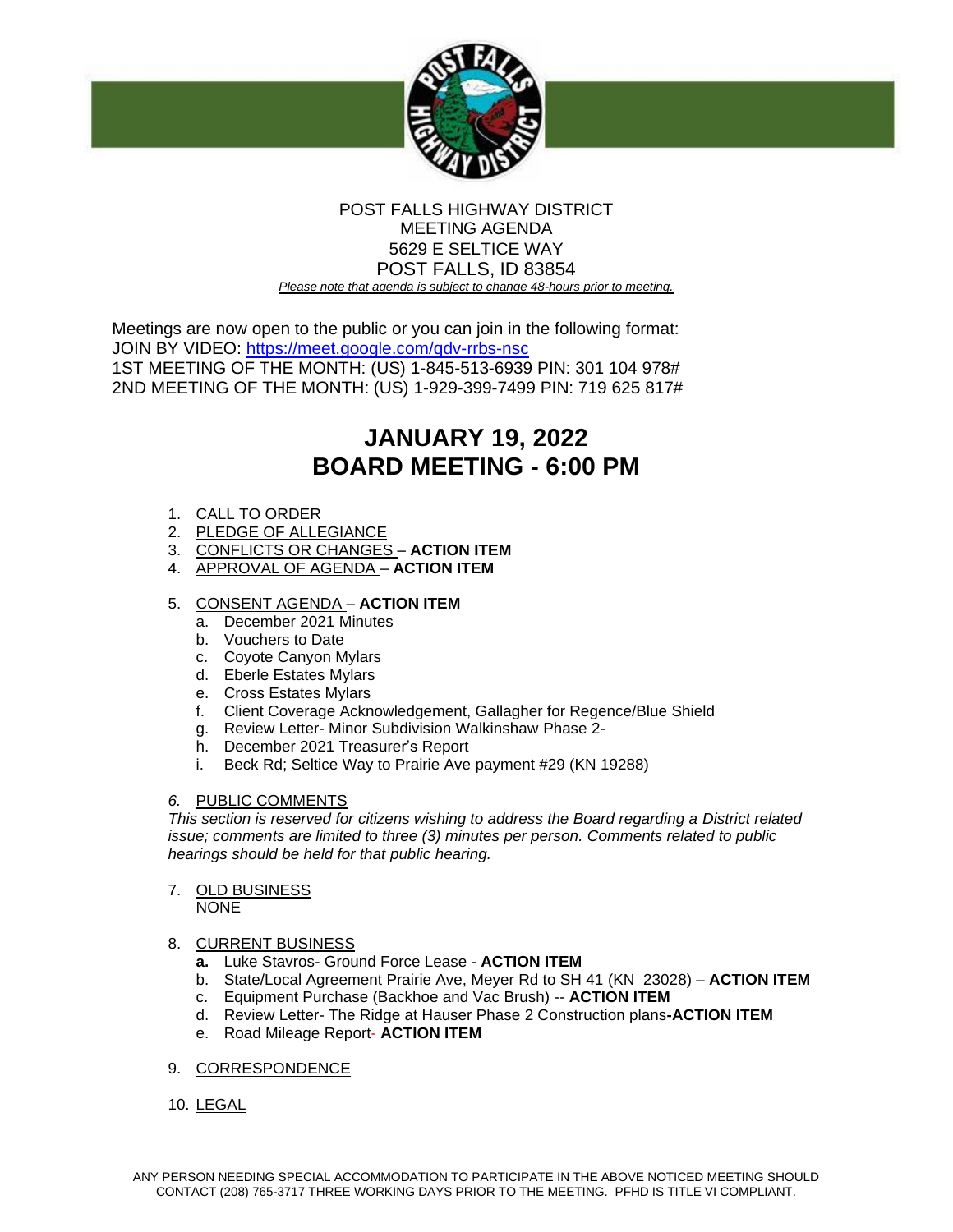POST FALLS HIGHWAY DISTRICT
MEETING AGENDA
5629 E SELTICE WAY
POST FALLS, ID 83854

*Please note that agenda is subject to change 48-hours prior to meeting.*

Meetings are now open to the public or you can join in the following format:
JOIN BY VIDEO: https://meet.google.com/qdv-rrbs-nsc
1ST MEETING OF THE MONTH: (US) 1-845-513-6939 PIN: 301 104 978#
2ND MEETING OF THE MONTH: (US) 1-929-399-7499 PIN: 719 625 817#

# JANUARY 19, 2022
# BOARD MEETING - 6:00 PM

1. CALL TO ORDER
2. PLEDGE OF ALLEGIANCE
3. CONFLICTS OR CHANGES – **ACTION ITEM**
4. APPROVAL OF AGENDA – **ACTION ITEM**

5. CONSENT AGENDA – **ACTION ITEM**
   a. December 2021 Minutes
   b. Vouchers to Date
   c. Coyote Canyon Mylars
   d. Eberle Estates Mylars
   e. Cross Estates Mylars
   f. Client Coverage Acknowledgement, Gallagher for Regence/Blue Shield
   g. Review Letter- Minor Subdivision Walkinshaw Phase 2-
   h. December 2021 Treasurer's Report
   i. Beck Rd; Seltice Way to Prairie Ave payment #29 (KN 19288)

6. PUBLIC COMMENTS
   *This section is reserved for citizens wishing to address the Board regarding a District related issue; comments are limited to three (3) minutes per person. Comments related to public hearings should be held for that public hearing.*

7. OLD BUSINESS
   NONE

8. CURRENT BUSINESS
   **a.** Luke Stavros- Ground Force Lease - **ACTION ITEM**
   b. State/Local Agreement Prairie Ave, Meyer Rd to SH 41 (KN 23028) – **ACTION ITEM**
   c. Equipment Purchase (Backhoe and Vac Brush) -- **ACTION ITEM**
   d. Review Letter- The Ridge at Hauser Phase 2 Construction plans**-ACTION ITEM**
   e. Road Mileage Report- **ACTION ITEM**

9. CORRESPONDENCE

10. LEGAL

ANY PERSON NEEDING SPECIAL ACCOMMODATION TO PARTICIPATE IN THE ABOVE NOTICED MEETING SHOULD CONTACT (208) 765-3717 THREE WORKING DAYS PRIOR TO THE MEETING. PFHD IS TITLE VI COMPLIANT.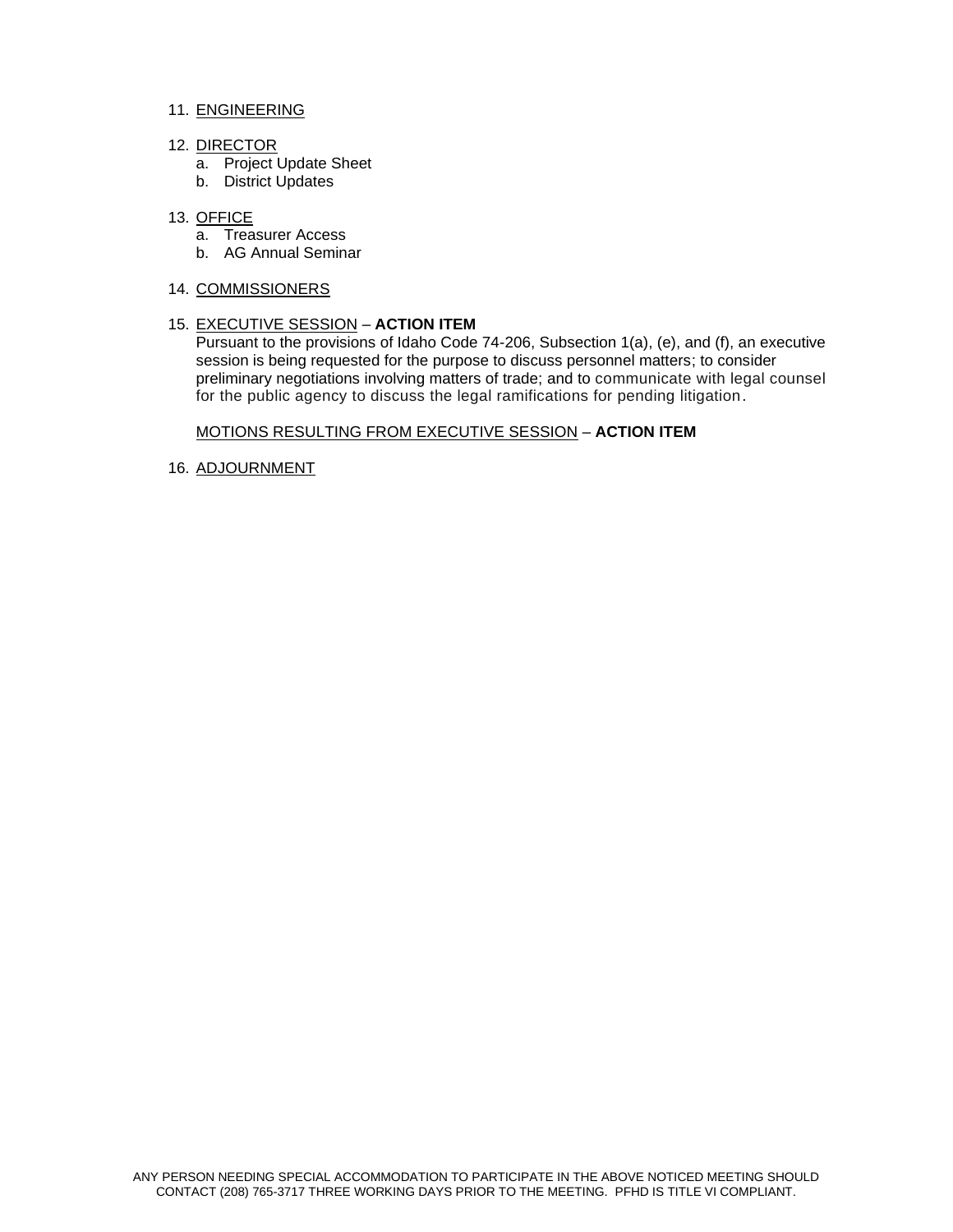11. ENGINEERING

12. DIRECTOR
    a. Project Update Sheet
    b. District Updates

13. OFFICE
    a. Treasurer Access
    b. AG Annual Seminar

14. COMMISSIONERS

15. EXECUTIVE SESSION – **ACTION ITEM**
    Pursuant to the provisions of Idaho Code 74-206, Subsection 1(a), (e), and (f), an executive session is being requested for the purpose to discuss personnel matters; to consider preliminary negotiations involving matters of trade; and to communicate with legal counsel for the public agency to discuss the legal ramifications for pending litigation.

    MOTIONS RESULTING FROM EXECUTIVE SESSION – **ACTION ITEM**

16. ADJOURNMENT

ANY PERSON NEEDING SPECIAL ACCOMMODATION TO PARTICIPATE IN THE ABOVE NOTICED MEETING SHOULD CONTACT (208) 765-3717 THREE WORKING DAYS PRIOR TO THE MEETING. PFHD IS TITLE VI COMPLIANT.